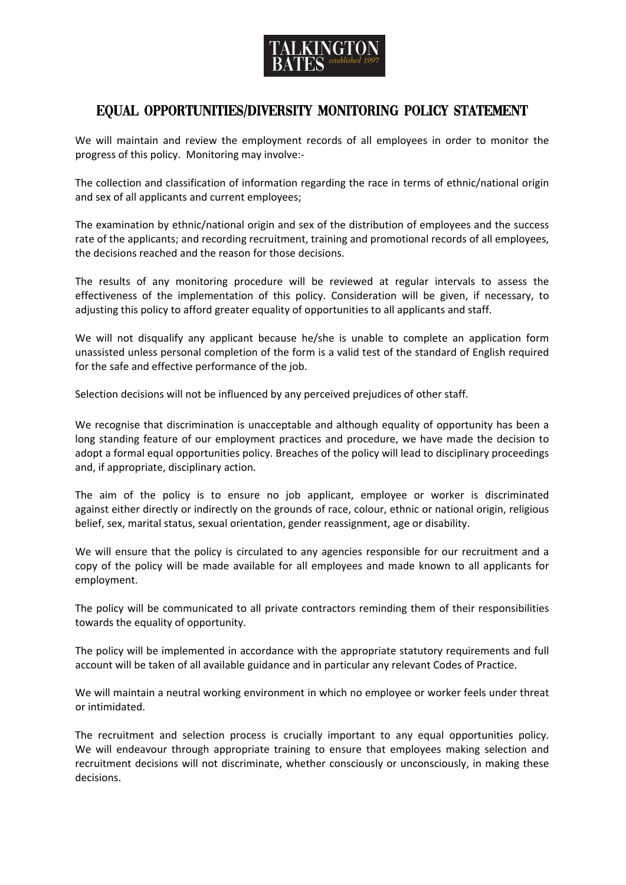# EQUAL OPPORTUNITIES/DIVERSITY MONITORING POLICY STATEMENT

We will maintain and review the employment records of all employees in order to monitor the progress of this policy. Monitoring may involve:-

The collection and classification of information regarding the race in terms of ethnic/national origin and sex of all applicants and current employees;

The examination by ethnic/national origin and sex of the distribution of employees and the success rate of the applicants; and recording recruitment, training and promotional records of all employees, the decisions reached and the reason for those decisions.

The results of any monitoring procedure will be reviewed at regular intervals to assess the effectiveness of the implementation of this policy. Consideration will be given, if necessary, to adjusting this policy to afford greater equality of opportunities to all applicants and staff.

We will not disqualify any applicant because he/she is unable to complete an application form unassisted unless personal completion of the form is a valid test of the standard of English required for the safe and effective performance of the job.

Selection decisions will not be influenced by any perceived prejudices of other staff.

We recognise that discrimination is unacceptable and although equality of opportunity has been a long standing feature of our employment practices and procedure, we have made the decision to adopt a formal equal opportunities policy. Breaches of the policy will lead to disciplinary proceedings and, if appropriate, disciplinary action.

The aim of the policy is to ensure no job applicant, employee or worker is discriminated against either directly or indirectly on the grounds of race, colour, ethnic or national origin, religious belief, sex, marital status, sexual orientation, gender reassignment, age or disability.

We will ensure that the policy is circulated to any agencies responsible for our recruitment and a copy of the policy will be made available for all employees and made known to all applicants for employment.

The policy will be communicated to all private contractors reminding them of their responsibilities towards the equality of opportunity.

The policy will be implemented in accordance with the appropriate statutory requirements and full account will be taken of all available guidance and in particular any relevant Codes of Practice.

We will maintain a neutral working environment in which no employee or worker feels under threat or intimidated.

The recruitment and selection process is crucially important to any equal opportunities policy. We will endeavour through appropriate training to ensure that employees making selection and recruitment decisions will not discriminate, whether consciously or unconsciously, in making these decisions.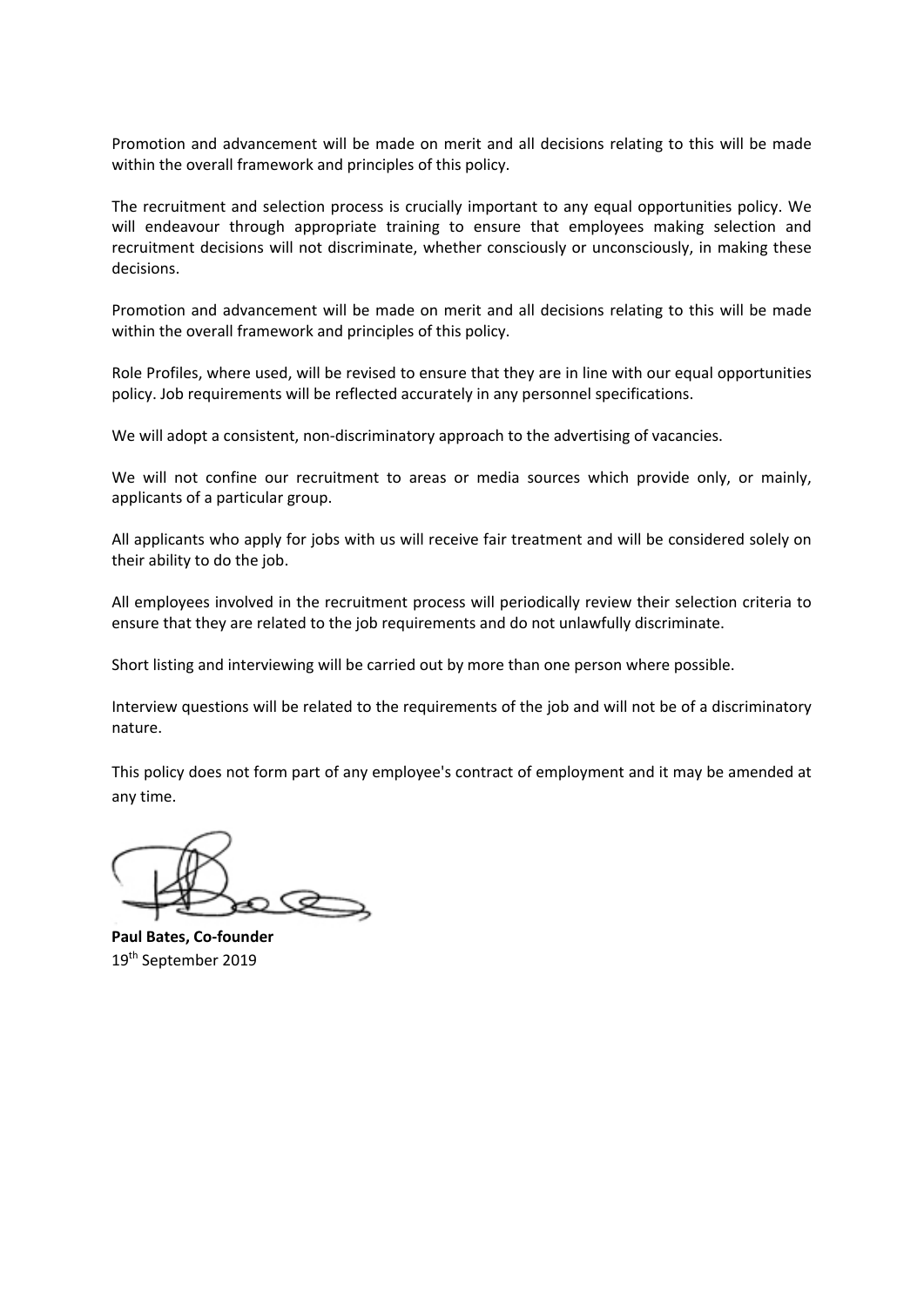Promotion and advancement will be made on merit and all decisions relating to this will be made within the overall framework and principles of this policy.

The recruitment and selection process is crucially important to any equal opportunities policy. We will endeavour through appropriate training to ensure that employees making selection and recruitment decisions will not discriminate, whether consciously or unconsciously, in making these decisions.

Promotion and advancement will be made on merit and all decisions relating to this will be made within the overall framework and principles of this policy.

Role Profiles, where used, will be revised to ensure that they are in line with our equal opportunities policy. Job requirements will be reflected accurately in any personnel specifications.

We will adopt a consistent, non-discriminatory approach to the advertising of vacancies.

We will not confine our recruitment to areas or media sources which provide only, or mainly, applicants of a particular group.

All applicants who apply for jobs with us will receive fair treatment and will be considered solely on their ability to do the job.

All employees involved in the recruitment process will periodically review their selection criteria to ensure that they are related to the job requirements and do not unlawfully discriminate.

Short listing and interviewing will be carried out by more than one person where possible.

Interview questions will be related to the requirements of the job and will not be of a discriminatory nature.

This policy does not form part of any employee's contract of employment and it may be amended at any time.

**Paul Bates, Co-founder**
19th September 2019